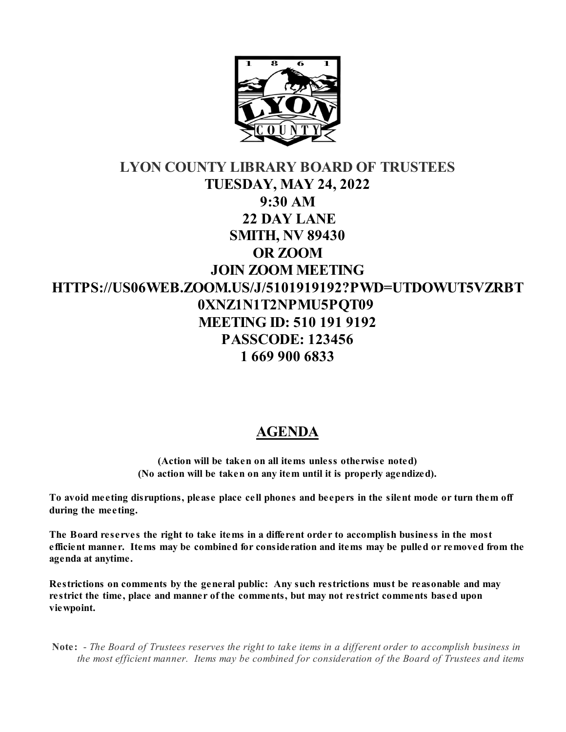# LYON COUNTY LIBRARY BOARD OF TRUSTEES

**TUESDAY, MAY 24, 2022**
**9:30 AM**
**22 DAY LANE**
**SMITH, NV 89430**
**OR ZOOM**
**JOIN ZOOM MEETING**
**HTTPS://US06WEB.ZOOM.US/J/5101919192?PWD=UTDOWUT5VZRBT0XNZ1N1T2NPMU5PQT09**
**MEETING ID: 510 191 9192**
**PASSCODE: 123456**
**1 669 900 6833**

## AGENDA

**(Action will be taken on all items unless otherwise noted)**
**(No action will be taken on any item until it is properly agendized).**

**To avoid meeting disruptions, please place cell phones and beepers in the silent mode or turn them off during the meeting.**

**The Board reserves the right to take items in a different order to accomplish business in the most efficient manner. Items may be combined for consideration and items may be pulled or removed from the agenda at anytime.**

**Restrictions on comments by the general public: Any such restrictions must be reasonable and may restrict the time, place and manner of the comments, but may not restrict comments based upon viewpoint.**

**Note:** - *The Board of Trustees reserves the right to take items in a different order to accomplish business in the most efficient manner. Items may be combined for consideration of the Board of Trustees and items*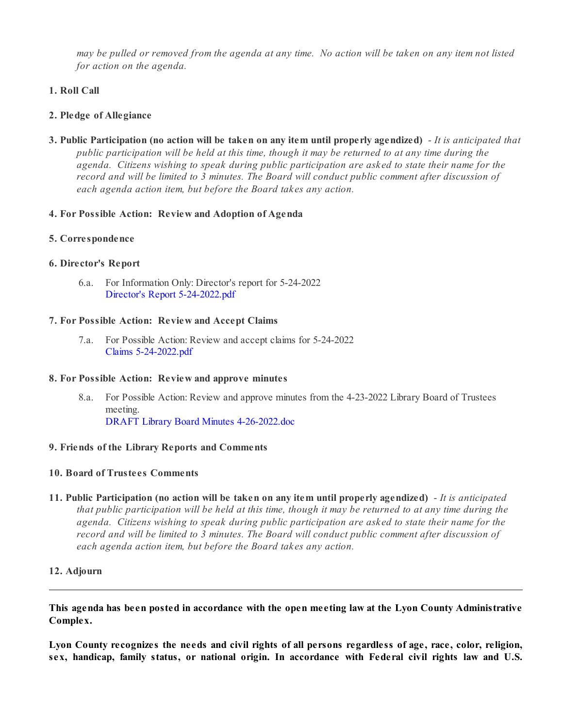*may be pulled or removed from the agenda at any time. No action will be taken on any item not listed for action on the agenda.*

**1. Roll Call**

**2. Pledge of Allegiance**

**3. Public Participation (no action will be taken on any item until properly agendized)** - *It is anticipated that public participation will be held at this time, though it may be returned to at any time during the agenda. Citizens wishing to speak during public participation are asked to state their name for the record and will be limited to 3 minutes. The Board will conduct public comment after discussion of each agenda action item, but before the Board takes any action.*

**4. For Possible Action: Review and Adoption of Agenda**

**5. Correspondence**

**6. Director's Report**

6.a. For Information Only: Director's report for 5-24-2022
Director's Report 5-24-2022.pdf

**7. For Possible Action: Review and Accept Claims**

7.a. For Possible Action: Review and accept claims for 5-24-2022
Claims 5-24-2022.pdf

**8. For Possible Action: Review and approve minutes**

8.a. For Possible Action: Review and approve minutes from the 4-23-2022 Library Board of Trustees meeting.
DRAFT Library Board Minutes 4-26-2022.doc

**9. Friends of the Library Reports and Comments**

**10. Board of Trustees Comments**

**11. Public Participation (no action will be taken on any item until properly agendized)** - *It is anticipated that public participation will be held at this time, though it may be returned to at any time during the agenda. Citizens wishing to speak during public participation are asked to state their name for the record and will be limited to 3 minutes. The Board will conduct public comment after discussion of each agenda action item, but before the Board takes any action.*

**12. Adjourn**

---

**This agenda has been posted in accordance with the open meeting law at the Lyon County Administrative Complex.**

**Lyon County recognizes the needs and civil rights of all persons regardless of age, race, color, religion, sex, handicap, family status, or national origin. In accordance with Federal civil rights law and U.S.**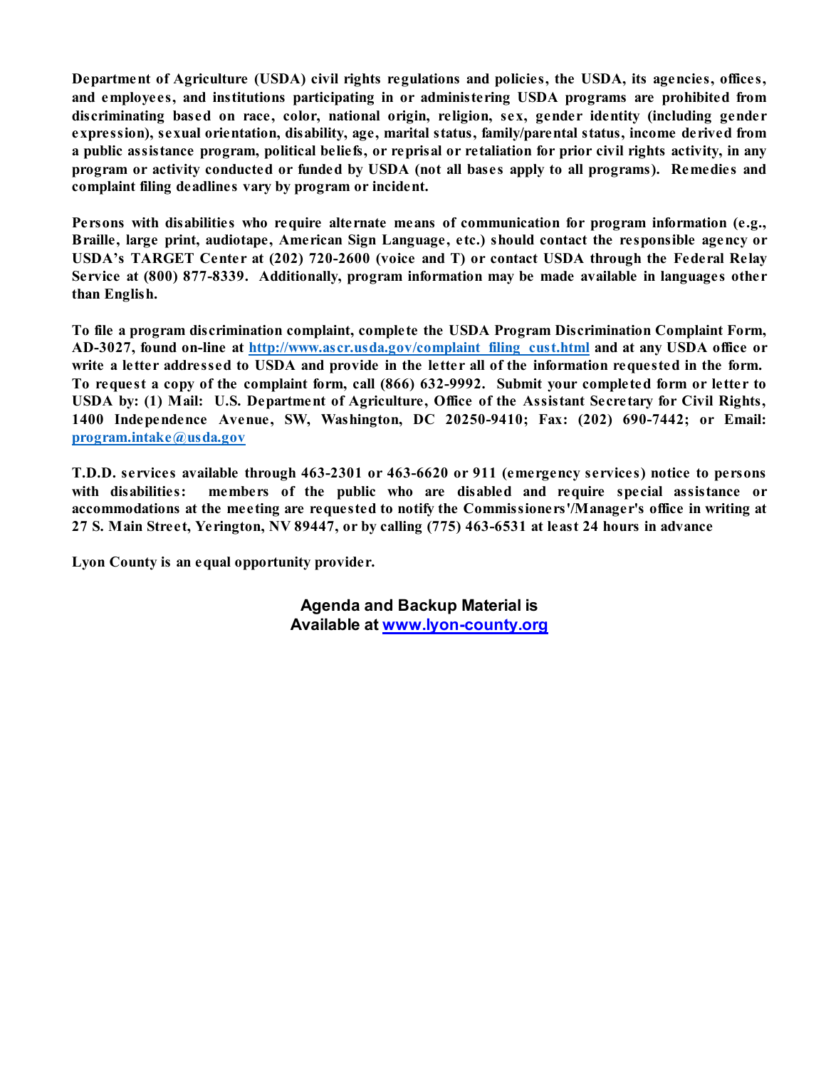**Department of Agriculture (USDA) civil rights regulations and policies, the USDA, its agencies, offices, and employees, and institutions participating in or administering USDA programs are prohibited from discriminating based on race, color, national origin, religion, sex, gender identity (including gender expression), sexual orientation, disability, age, marital status, family/parental status, income derived from a public assistance program, political beliefs, or reprisal or retaliation for prior civil rights activity, in any program or activity conducted or funded by USDA (not all bases apply to all programs). Remedies and complaint filing deadlines vary by program or incident.**

**Persons with disabilities who require alternate means of communication for program information (e.g., Braille, large print, audiotape, American Sign Language, etc.) should contact the responsible agency or USDA's TARGET Center at (202) 720-2600 (voice and T) or contact USDA through the Federal Relay Service at (800) 877-8339. Additionally, program information may be made available in languages other than English.**

**To file a program discrimination complaint, complete the USDA Program Discrimination Complaint Form, AD-3027, found on-line at [http://www.ascr.usda.gov/complaint_filing_cust.html](http://www.ascr.usda.gov/complaint_filing_cust.html) and at any USDA office or write a letter addressed to USDA and provide in the letter all of the information requested in the form. To request a copy of the complaint form, call (866) 632-9992. Submit your completed form or letter to USDA by: (1) Mail: U.S. Department of Agriculture, Office of the Assistant Secretary for Civil Rights, 1400 Independence Avenue, SW, Washington, DC 20250-9410; Fax: (202) 690-7442; or Email: [program.intake@usda.gov](mailto:program.intake@usda.gov)**

**T.D.D. services available through 463-2301 or 463-6620 or 911 (emergency services) notice to persons with disabilities: members of the public who are disabled and require special assistance or accommodations at the meeting are requested to notify the Commissioners'/Manager's office in writing at 27 S. Main Street, Yerington, NV 89447, or by calling (775) 463-6531 at least 24 hours in advance**

**Lyon County is an equal opportunity provider.**

**Agenda and Backup Material is Available at [www.lyon-county.org](http://www.lyon-county.org)**